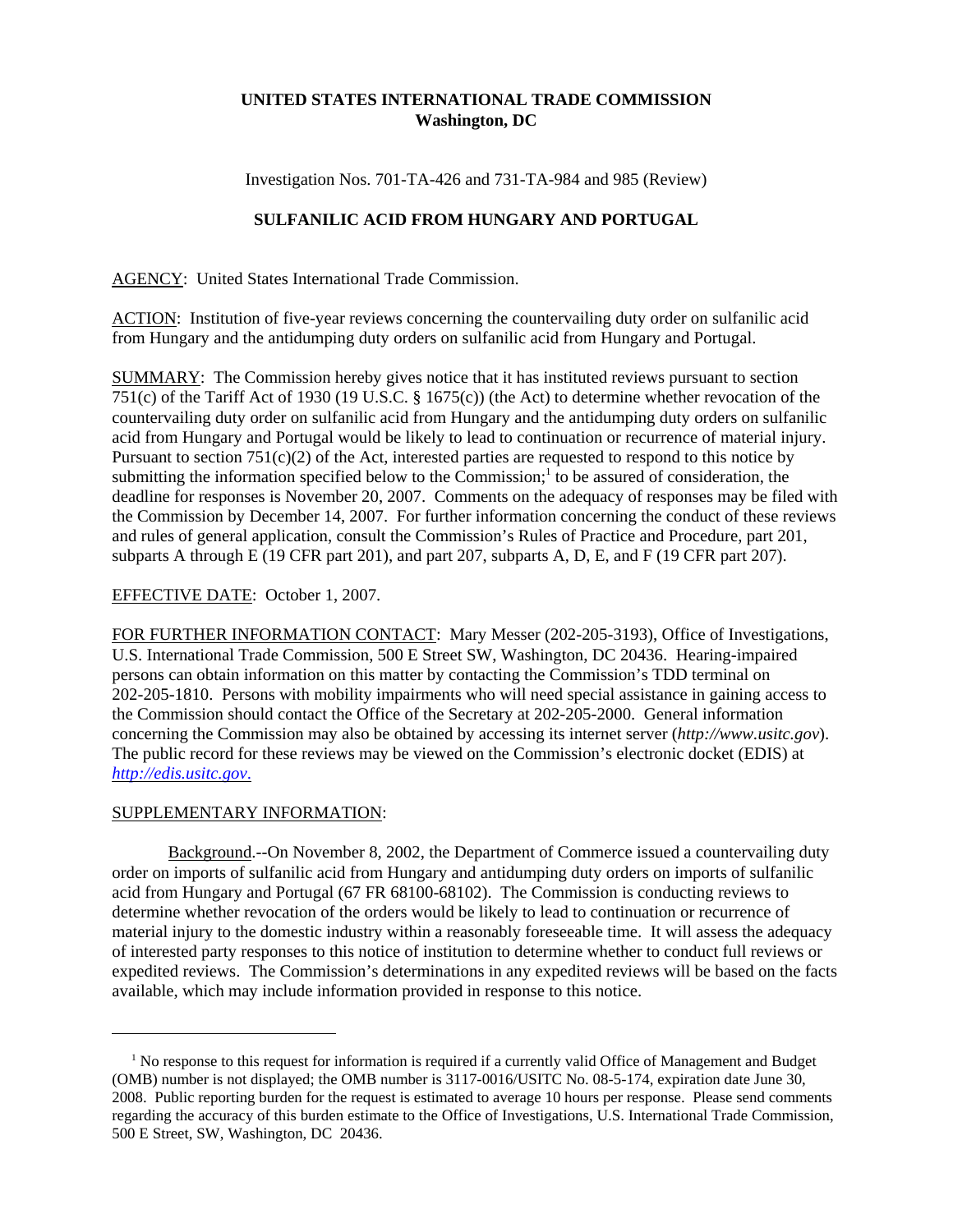**UNITED STATES INTERNATIONAL TRADE COMMISSION**
**Washington, DC**

Investigation Nos. 701-TA-426 and 731-TA-984 and 985 (Review)

**SULFANILIC ACID FROM HUNGARY AND PORTUGAL**

AGENCY: United States International Trade Commission.

ACTION: Institution of five-year reviews concerning the countervailing duty order on sulfanilic acid from Hungary and the antidumping duty orders on sulfanilic acid from Hungary and Portugal.

SUMMARY: The Commission hereby gives notice that it has instituted reviews pursuant to section 751(c) of the Tariff Act of 1930 (19 U.S.C. § 1675(c)) (the Act) to determine whether revocation of the countervailing duty order on sulfanilic acid from Hungary and the antidumping duty orders on sulfanilic acid from Hungary and Portugal would be likely to lead to continuation or recurrence of material injury. Pursuant to section 751(c)(2) of the Act, interested parties are requested to respond to this notice by submitting the information specified below to the Commission;[1] to be assured of consideration, the deadline for responses is November 20, 2007. Comments on the adequacy of responses may be filed with the Commission by December 14, 2007. For further information concerning the conduct of these reviews and rules of general application, consult the Commission's Rules of Practice and Procedure, part 201, subparts A through E (19 CFR part 201), and part 207, subparts A, D, E, and F (19 CFR part 207).

EFFECTIVE DATE: October 1, 2007.

FOR FURTHER INFORMATION CONTACT: Mary Messer (202-205-3193), Office of Investigations, U.S. International Trade Commission, 500 E Street SW, Washington, DC 20436. Hearing-impaired persons can obtain information on this matter by contacting the Commission's TDD terminal on 202-205-1810. Persons with mobility impairments who will need special assistance in gaining access to the Commission should contact the Office of the Secretary at 202-205-2000. General information concerning the Commission may also be obtained by accessing its internet server (*http://www.usitc.gov*). The public record for these reviews may be viewed on the Commission's electronic docket (EDIS) at *http://edis.usitc.gov*.

SUPPLEMENTARY INFORMATION:

Background.--On November 8, 2002, the Department of Commerce issued a countervailing duty order on imports of sulfanilic acid from Hungary and antidumping duty orders on imports of sulfanilic acid from Hungary and Portugal (67 FR 68100-68102). The Commission is conducting reviews to determine whether revocation of the orders would be likely to lead to continuation or recurrence of material injury to the domestic industry within a reasonably foreseeable time. It will assess the adequacy of interested party responses to this notice of institution to determine whether to conduct full reviews or expedited reviews. The Commission's determinations in any expedited reviews will be based on the facts available, which may include information provided in response to this notice.

---

[1] No response to this request for information is required if a currently valid Office of Management and Budget (OMB) number is not displayed; the OMB number is 3117-0016/USITC No. 08-5-174, expiration date June 30, 2008. Public reporting burden for the request is estimated to average 10 hours per response. Please send comments regarding the accuracy of this burden estimate to the Office of Investigations, U.S. International Trade Commission, 500 E Street, SW, Washington, DC 20436.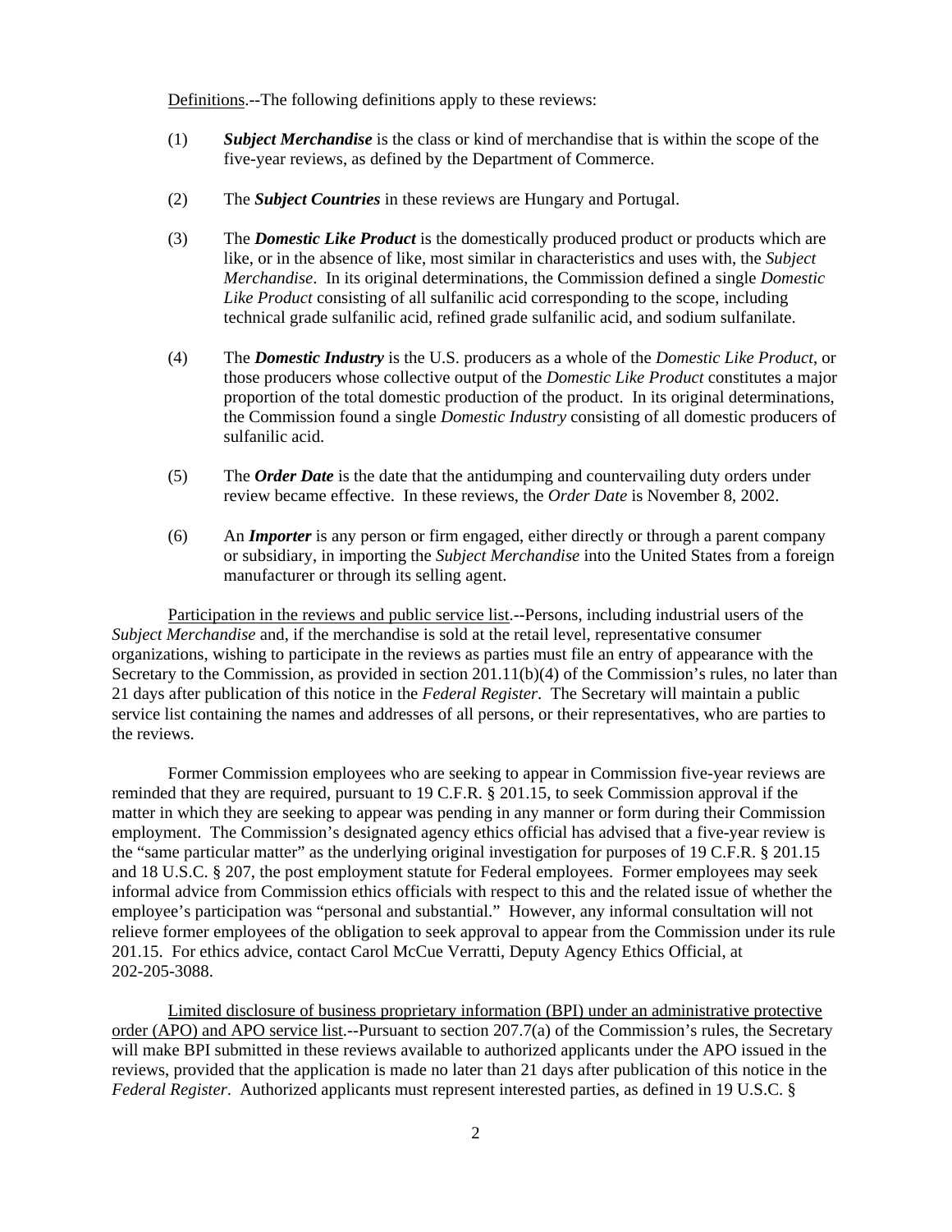<u>Definitions</u>.--The following definitions apply to these reviews:

(1) ***Subject Merchandise*** is the class or kind of merchandise that is within the scope of the five-year reviews, as defined by the Department of Commerce.

(2) The ***Subject Countries*** in these reviews are Hungary and Portugal.

(3) The ***Domestic Like Product*** is the domestically produced product or products which are like, or in the absence of like, most similar in characteristics and uses with, the *Subject Merchandise*. In its original determinations, the Commission defined a single *Domestic Like Product* consisting of all sulfanilic acid corresponding to the scope, including technical grade sulfanilic acid, refined grade sulfanilic acid, and sodium sulfanilate.

(4) The ***Domestic Industry*** is the U.S. producers as a whole of the *Domestic Like Product*, or those producers whose collective output of the *Domestic Like Product* constitutes a major proportion of the total domestic production of the product. In its original determinations, the Commission found a single *Domestic Industry* consisting of all domestic producers of sulfanilic acid.

(5) The ***Order Date*** is the date that the antidumping and countervailing duty orders under review became effective. In these reviews, the *Order Date* is November 8, 2002.

(6) An ***Importer*** is any person or firm engaged, either directly or through a parent company or subsidiary, in importing the *Subject Merchandise* into the United States from a foreign manufacturer or through its selling agent.

<u>Participation in the reviews and public service list</u>.--Persons, including industrial users of the *Subject Merchandise* and, if the merchandise is sold at the retail level, representative consumer organizations, wishing to participate in the reviews as parties must file an entry of appearance with the Secretary to the Commission, as provided in section 201.11(b)(4) of the Commission's rules, no later than 21 days after publication of this notice in the *Federal Register*. The Secretary will maintain a public service list containing the names and addresses of all persons, or their representatives, who are parties to the reviews.

Former Commission employees who are seeking to appear in Commission five-year reviews are reminded that they are required, pursuant to 19 C.F.R. § 201.15, to seek Commission approval if the matter in which they are seeking to appear was pending in any manner or form during their Commission employment. The Commission's designated agency ethics official has advised that a five-year review is the "same particular matter" as the underlying original investigation for purposes of 19 C.F.R. § 201.15 and 18 U.S.C. § 207, the post employment statute for Federal employees. Former employees may seek informal advice from Commission ethics officials with respect to this and the related issue of whether the employee's participation was "personal and substantial." However, any informal consultation will not relieve former employees of the obligation to seek approval to appear from the Commission under its rule 201.15. For ethics advice, contact Carol McCue Verratti, Deputy Agency Ethics Official, at 202-205-3088.

<u>Limited disclosure of business proprietary information (BPI) under an administrative protective order (APO) and APO service list</u>.--Pursuant to section 207.7(a) of the Commission's rules, the Secretary will make BPI submitted in these reviews available to authorized applicants under the APO issued in the reviews, provided that the application is made no later than 21 days after publication of this notice in the *Federal Register*. Authorized applicants must represent interested parties, as defined in 19 U.S.C. §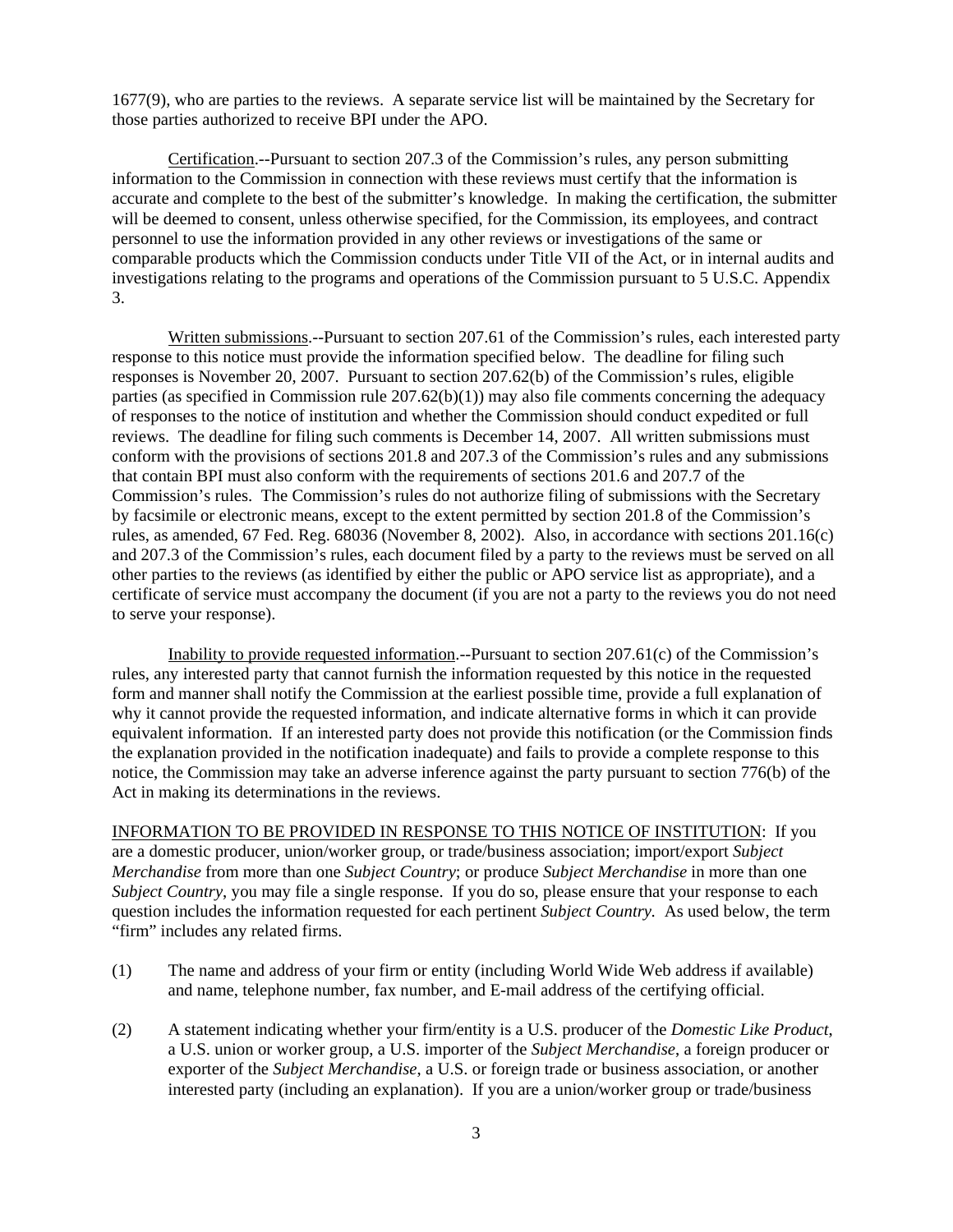1677(9), who are parties to the reviews. A separate service list will be maintained by the Secretary for those parties authorized to receive BPI under the APO.

Certification.--Pursuant to section 207.3 of the Commission's rules, any person submitting information to the Commission in connection with these reviews must certify that the information is accurate and complete to the best of the submitter's knowledge. In making the certification, the submitter will be deemed to consent, unless otherwise specified, for the Commission, its employees, and contract personnel to use the information provided in any other reviews or investigations of the same or comparable products which the Commission conducts under Title VII of the Act, or in internal audits and investigations relating to the programs and operations of the Commission pursuant to 5 U.S.C. Appendix 3.

Written submissions.--Pursuant to section 207.61 of the Commission's rules, each interested party response to this notice must provide the information specified below. The deadline for filing such responses is November 20, 2007. Pursuant to section 207.62(b) of the Commission's rules, eligible parties (as specified in Commission rule 207.62(b)(1)) may also file comments concerning the adequacy of responses to the notice of institution and whether the Commission should conduct expedited or full reviews. The deadline for filing such comments is December 14, 2007. All written submissions must conform with the provisions of sections 201.8 and 207.3 of the Commission's rules and any submissions that contain BPI must also conform with the requirements of sections 201.6 and 207.7 of the Commission's rules. The Commission's rules do not authorize filing of submissions with the Secretary by facsimile or electronic means, except to the extent permitted by section 201.8 of the Commission's rules, as amended, 67 Fed. Reg. 68036 (November 8, 2002). Also, in accordance with sections 201.16(c) and 207.3 of the Commission's rules, each document filed by a party to the reviews must be served on all other parties to the reviews (as identified by either the public or APO service list as appropriate), and a certificate of service must accompany the document (if you are not a party to the reviews you do not need to serve your response).

Inability to provide requested information.--Pursuant to section 207.61(c) of the Commission's rules, any interested party that cannot furnish the information requested by this notice in the requested form and manner shall notify the Commission at the earliest possible time, provide a full explanation of why it cannot provide the requested information, and indicate alternative forms in which it can provide equivalent information. If an interested party does not provide this notification (or the Commission finds the explanation provided in the notification inadequate) and fails to provide a complete response to this notice, the Commission may take an adverse inference against the party pursuant to section 776(b) of the Act in making its determinations in the reviews.

INFORMATION TO BE PROVIDED IN RESPONSE TO THIS NOTICE OF INSTITUTION: If you are a domestic producer, union/worker group, or trade/business association; import/export *Subject Merchandise* from more than one *Subject Country*; or produce *Subject Merchandise* in more than one *Subject Country*, you may file a single response. If you do so, please ensure that your response to each question includes the information requested for each pertinent *Subject Country*. As used below, the term "firm" includes any related firms.

(1) The name and address of your firm or entity (including World Wide Web address if available) and name, telephone number, fax number, and E-mail address of the certifying official.

(2) A statement indicating whether your firm/entity is a U.S. producer of the *Domestic Like Product*, a U.S. union or worker group, a U.S. importer of the *Subject Merchandise*, a foreign producer or exporter of the *Subject Merchandise*, a U.S. or foreign trade or business association, or another interested party (including an explanation). If you are a union/worker group or trade/business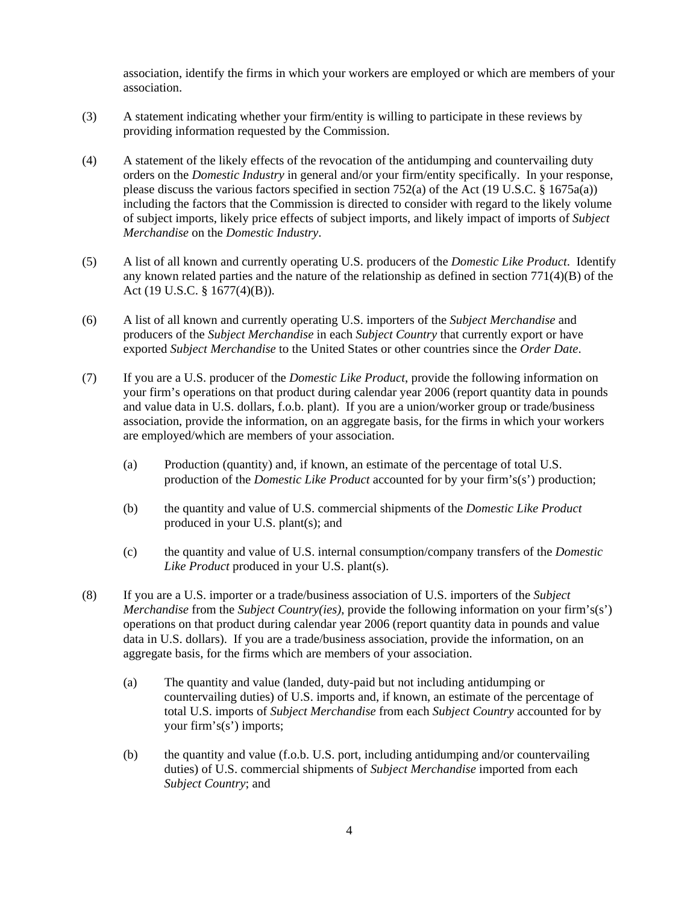association, identify the firms in which your workers are employed or which are members of your association.

(3) A statement indicating whether your firm/entity is willing to participate in these reviews by providing information requested by the Commission.

(4) A statement of the likely effects of the revocation of the antidumping and countervailing duty orders on the *Domestic Industry* in general and/or your firm/entity specifically. In your response, please discuss the various factors specified in section 752(a) of the Act (19 U.S.C. § 1675a(a)) including the factors that the Commission is directed to consider with regard to the likely volume of subject imports, likely price effects of subject imports, and likely impact of imports of *Subject Merchandise* on the *Domestic Industry*.

(5) A list of all known and currently operating U.S. producers of the *Domestic Like Product*. Identify any known related parties and the nature of the relationship as defined in section 771(4)(B) of the Act (19 U.S.C. § 1677(4)(B)).

(6) A list of all known and currently operating U.S. importers of the *Subject Merchandise* and producers of the *Subject Merchandise* in each *Subject Country* that currently export or have exported *Subject Merchandise* to the United States or other countries since the *Order Date*.

(7) If you are a U.S. producer of the *Domestic Like Product*, provide the following information on your firm's operations on that product during calendar year 2006 (report quantity data in pounds and value data in U.S. dollars, f.o.b. plant). If you are a union/worker group or trade/business association, provide the information, on an aggregate basis, for the firms in which your workers are employed/which are members of your association.

   (a) Production (quantity) and, if known, an estimate of the percentage of total U.S. production of the *Domestic Like Product* accounted for by your firm's(s') production;

   (b) the quantity and value of U.S. commercial shipments of the *Domestic Like Product* produced in your U.S. plant(s); and

   (c) the quantity and value of U.S. internal consumption/company transfers of the *Domestic Like Product* produced in your U.S. plant(s).

(8) If you are a U.S. importer or a trade/business association of U.S. importers of the *Subject Merchandise* from the *Subject Country(ies)*, provide the following information on your firm's(s') operations on that product during calendar year 2006 (report quantity data in pounds and value data in U.S. dollars). If you are a trade/business association, provide the information, on an aggregate basis, for the firms which are members of your association.

   (a) The quantity and value (landed, duty-paid but not including antidumping or countervailing duties) of U.S. imports and, if known, an estimate of the percentage of total U.S. imports of *Subject Merchandise* from each *Subject Country* accounted for by your firm's(s') imports;

   (b) the quantity and value (f.o.b. U.S. port, including antidumping and/or countervailing duties) of U.S. commercial shipments of *Subject Merchandise* imported from each *Subject Country*; and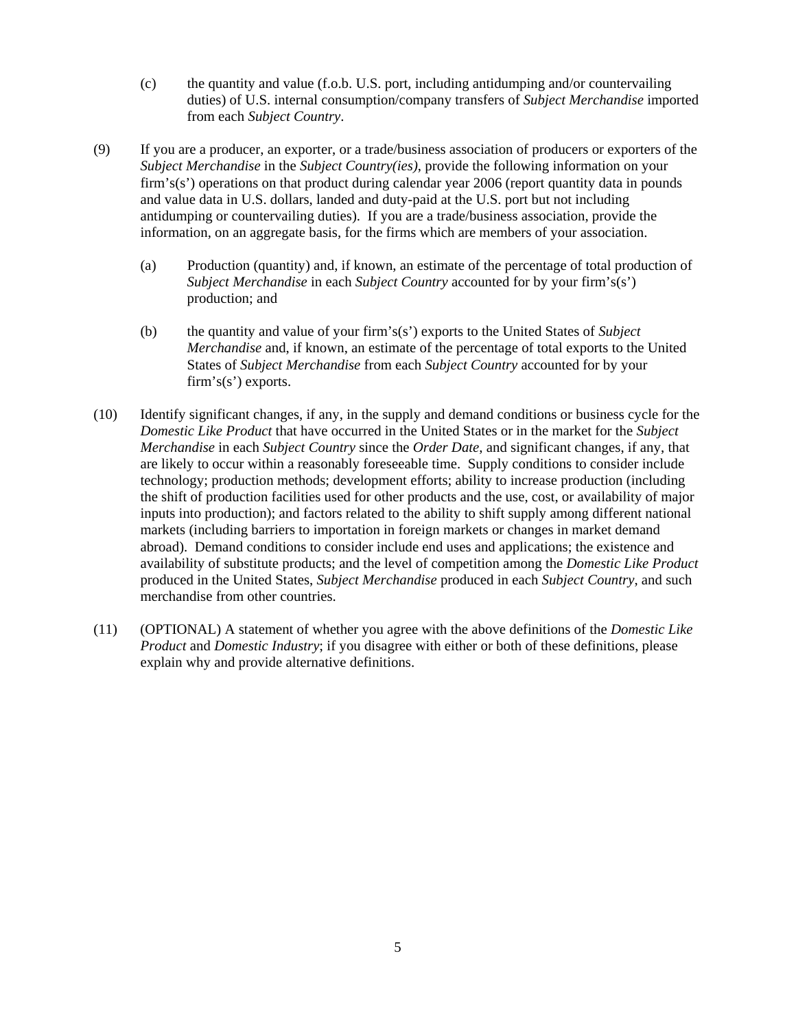(c) the quantity and value (f.o.b. U.S. port, including antidumping and/or countervailing duties) of U.S. internal consumption/company transfers of *Subject Merchandise* imported from each *Subject Country*.

(9) If you are a producer, an exporter, or a trade/business association of producers or exporters of the *Subject Merchandise* in the *Subject Country(ies)*, provide the following information on your firm's(s') operations on that product during calendar year 2006 (report quantity data in pounds and value data in U.S. dollars, landed and duty-paid at the U.S. port but not including antidumping or countervailing duties). If you are a trade/business association, provide the information, on an aggregate basis, for the firms which are members of your association.

(a) Production (quantity) and, if known, an estimate of the percentage of total production of *Subject Merchandise* in each *Subject Country* accounted for by your firm's(s') production; and

(b) the quantity and value of your firm's(s') exports to the United States of *Subject Merchandise* and, if known, an estimate of the percentage of total exports to the United States of *Subject Merchandise* from each *Subject Country* accounted for by your firm's(s') exports.

(10) Identify significant changes, if any, in the supply and demand conditions or business cycle for the *Domestic Like Product* that have occurred in the United States or in the market for the *Subject Merchandise* in each *Subject Country* since the *Order Date*, and significant changes, if any, that are likely to occur within a reasonably foreseeable time. Supply conditions to consider include technology; production methods; development efforts; ability to increase production (including the shift of production facilities used for other products and the use, cost, or availability of major inputs into production); and factors related to the ability to shift supply among different national markets (including barriers to importation in foreign markets or changes in market demand abroad). Demand conditions to consider include end uses and applications; the existence and availability of substitute products; and the level of competition among the *Domestic Like Product* produced in the United States, *Subject Merchandise* produced in each *Subject Country*, and such merchandise from other countries.

(11) (OPTIONAL) A statement of whether you agree with the above definitions of the *Domestic Like Product* and *Domestic Industry*; if you disagree with either or both of these definitions, please explain why and provide alternative definitions.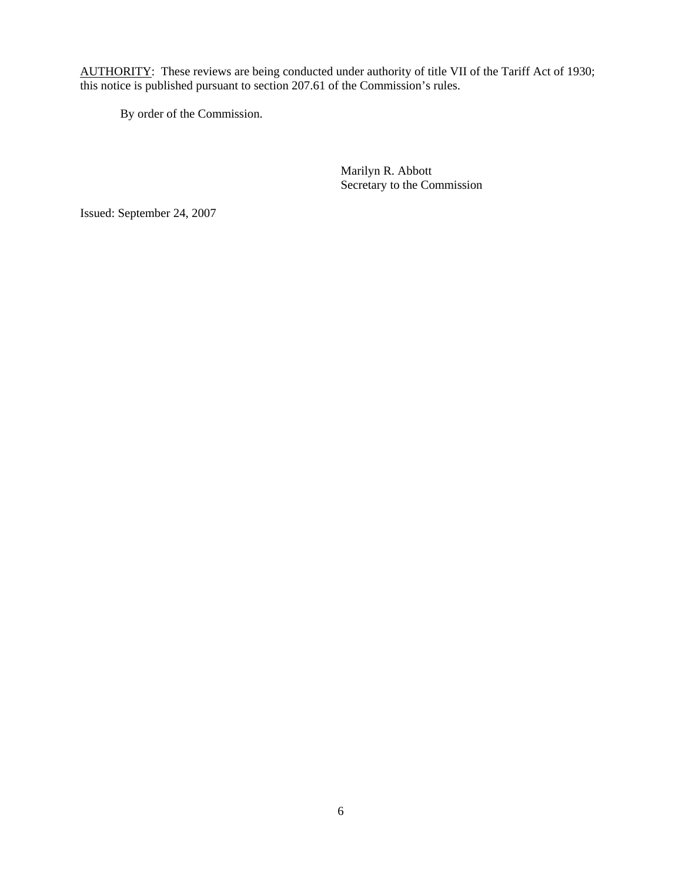AUTHORITY: These reviews are being conducted under authority of title VII of the Tariff Act of 1930; this notice is published pursuant to section 207.61 of the Commission's rules.

By order of the Commission.

Marilyn R. Abbott
Secretary to the Commission

Issued: September 24, 2007